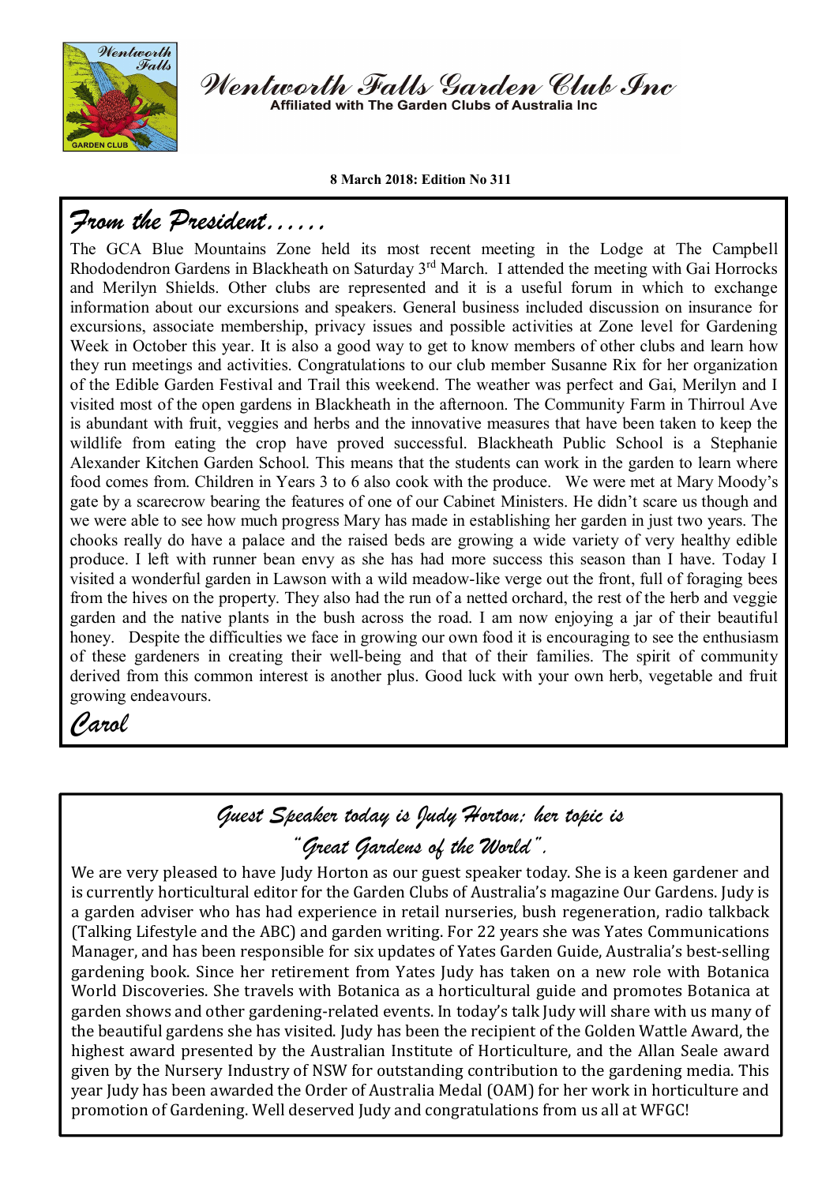# Wentworth Falls Garden Club Inc

Affiliated with The Garden Clubs of Australia Inc

**8 March 2018: Edition No 311**

## *From the President……*

The GCA Blue Mountains Zone held its most recent meeting in the Lodge at The Campbell Rhododendron Gardens in Blackheath on Saturday 3rd March. I attended the meeting with Gai Horrocks and Merilyn Shields. Other clubs are represented and it is a useful forum in which to exchange information about our excursions and speakers. General business included discussion on insurance for excursions, associate membership, privacy issues and possible activities at Zone level for Gardening Week in October this year. It is also a good way to get to know members of other clubs and learn how they run meetings and activities. Congratulations to our club member Susanne Rix for her organization of the Edible Garden Festival and Trail this weekend. The weather was perfect and Gai, Merilyn and I visited most of the open gardens in Blackheath in the afternoon. The Community Farm in Thirroul Ave is abundant with fruit, veggies and herbs and the innovative measures that have been taken to keep the wildlife from eating the crop have proved successful. Blackheath Public School is a Stephanie Alexander Kitchen Garden School. This means that the students can work in the garden to learn where food comes from. Children in Years 3 to 6 also cook with the produce. We were met at Mary Moody's gate by a scarecrow bearing the features of one of our Cabinet Ministers. He didn't scare us though and we were able to see how much progress Mary has made in establishing her garden in just two years. The chooks really do have a palace and the raised beds are growing a wide variety of very healthy edible produce. I left with runner bean envy as she has had more success this season than I have. Today I visited a wonderful garden in Lawson with a wild meadow-like verge out the front, full of foraging bees from the hives on the property. They also had the run of a netted orchard, the rest of the herb and veggie garden and the native plants in the bush across the road. I am now enjoying a jar of their beautiful honey. Despite the difficulties we face in growing our own food it is encouraging to see the enthusiasm of these gardeners in creating their well-being and that of their families. The spirit of community derived from this common interest is another plus. Good luck with your own herb, vegetable and fruit growing endeavours.

*Carol*

## *Guest Speaker today is Judy Horton; her topic is "Great Gardens of the World".*

We are very pleased to have Judy Horton as our guest speaker today. She is a keen gardener and is currently horticultural editor for the Garden Clubs of Australia's magazine Our Gardens. Judy is a garden adviser who has had experience in retail nurseries, bush regeneration, radio talkback (Talking Lifestyle and the ABC) and garden writing. For 22 years she was Yates Communications Manager, and has been responsible for six updates of Yates Garden Guide, Australia's best-selling gardening book. Since her retirement from Yates Judy has taken on a new role with Botanica World Discoveries. She travels with Botanica as a horticultural guide and promotes Botanica at garden shows and other gardening-related events. In today's talk Judy will share with us many of the beautiful gardens she has visited. Judy has been the recipient of the Golden Wattle Award, the highest award presented by the Australian Institute of Horticulture, and the Allan Seale award given by the Nursery Industry of NSW for outstanding contribution to the gardening media. This year Judy has been awarded the Order of Australia Medal (OAM) for her work in horticulture and promotion of Gardening. Well deserved Judy and congratulations from us all at WFGC!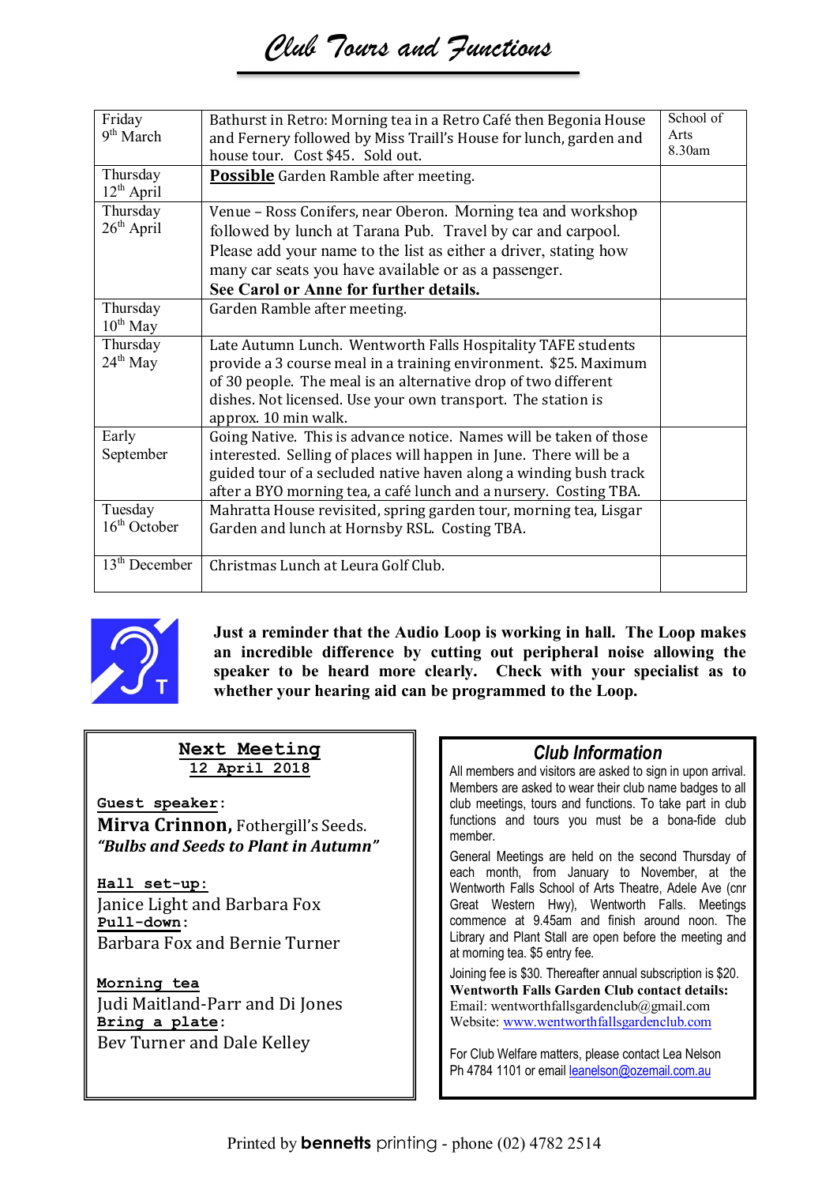# Club Tours and Functions

| | | |
|---|---|---|
| Friday 9th March | Bathurst in Retro: Morning tea in a Retro Café then Begonia House and Fernery followed by Miss Traill's House for lunch, garden and house tour. Cost $45. Sold out. | School of Arts 8.30am |
| Thursday 12th April | **Possible** Garden Ramble after meeting. | |
| Thursday 26th April | Venue – Ross Conifers, near Oberon. Morning tea and workshop followed by lunch at Tarana Pub. Travel by car and carpool. Please add your name to the list as either a driver, stating how many car seats you have available or as a passenger. **See Carol or Anne for further details.** | |
| Thursday 10th May | Garden Ramble after meeting. | |
| Thursday 24th May | Late Autumn Lunch. Wentworth Falls Hospitality TAFE students provide a 3 course meal in a training environment. $25. Maximum of 30 people. The meal is an alternative drop of two different dishes. Not licensed. Use your own transport. The station is approx. 10 min walk. | |
| Early September | Going Native. This is advance notice. Names will be taken of those interested. Selling of places will happen in June. There will be a guided tour of a secluded native haven along a winding bush track after a BYO morning tea, a café lunch and a nursery. Costing TBA. | |
| Tuesday 16th October | Mahratta House revisited, spring garden tour, morning tea, Lisgar Garden and lunch at Hornsby RSL. Costing TBA. | |
| 13th December | Christmas Lunch at Leura Golf Club. | |

**Just a reminder that the Audio Loop is working in hall. The Loop makes an incredible difference by cutting out peripheral noise allowing the speaker to be heard more clearly. Check with your specialist as to whether your hearing aid can be programmed to the Loop.**

## Next Meeting
**12 April 2018**

**Guest speaker:**
**Mirva Crinnon,** Fothergill's Seeds.
***"Bulbs and Seeds to Plant in Autumn"***

**Hall set-up:**
Janice Light and Barbara Fox
**Pull-down:**
Barbara Fox and Bernie Turner

**Morning tea**
Judi Maitland-Parr and Di Jones
**Bring a plate:**
Bev Turner and Dale Kelley

## Club Information

All members and visitors are asked to sign in upon arrival. Members are asked to wear their club name badges to all club meetings, tours and functions. To take part in club functions and tours you must be a bona-fide club member.

General Meetings are held on the second Thursday of each month, from January to November, at the Wentworth Falls School of Arts Theatre, Adele Ave (cnr Great Western Hwy), Wentworth Falls. Meetings commence at 9.45am and finish around noon. The Library and Plant Stall are open before the meeting and at morning tea. $5 entry fee.

Joining fee is $30. Thereafter annual subscription is $20.
**Wentworth Falls Garden Club contact details:**
Email: wentworthfallsgardenclub@gmail.com
Website: www.wentworthfallsgardenclub.com

For Club Welfare matters, please contact Lea Nelson
Ph 4784 1101 or email leanelson@ozemail.com.au

Printed by **bennetts** printing - phone (02) 4782 2514